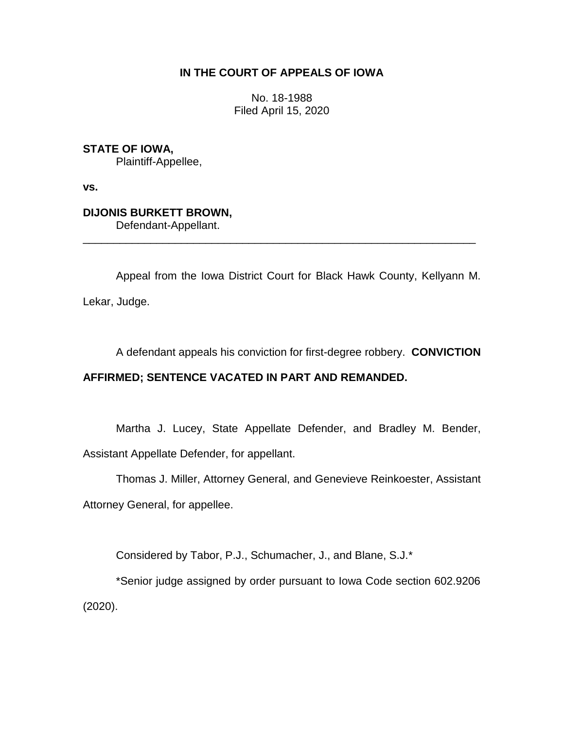**IN THE COURT OF APPEALS OF IOWA**

No. 18-1988
Filed April 15, 2020

**STATE OF IOWA,**
Plaintiff-Appellee,

**vs.**

**DIJONIS BURKETT BROWN,**
Defendant-Appellant.

---

Appeal from the Iowa District Court for Black Hawk County, Kellyann M. Lekar, Judge.

A defendant appeals his conviction for first-degree robbery. **CONVICTION AFFIRMED; SENTENCE VACATED IN PART AND REMANDED.**

Martha J. Lucey, State Appellate Defender, and Bradley M. Bender, Assistant Appellate Defender, for appellant.

Thomas J. Miller, Attorney General, and Genevieve Reinkoester, Assistant Attorney General, for appellee.

Considered by Tabor, P.J., Schumacher, J., and Blane, S.J.*

*Senior judge assigned by order pursuant to Iowa Code section 602.9206 (2020).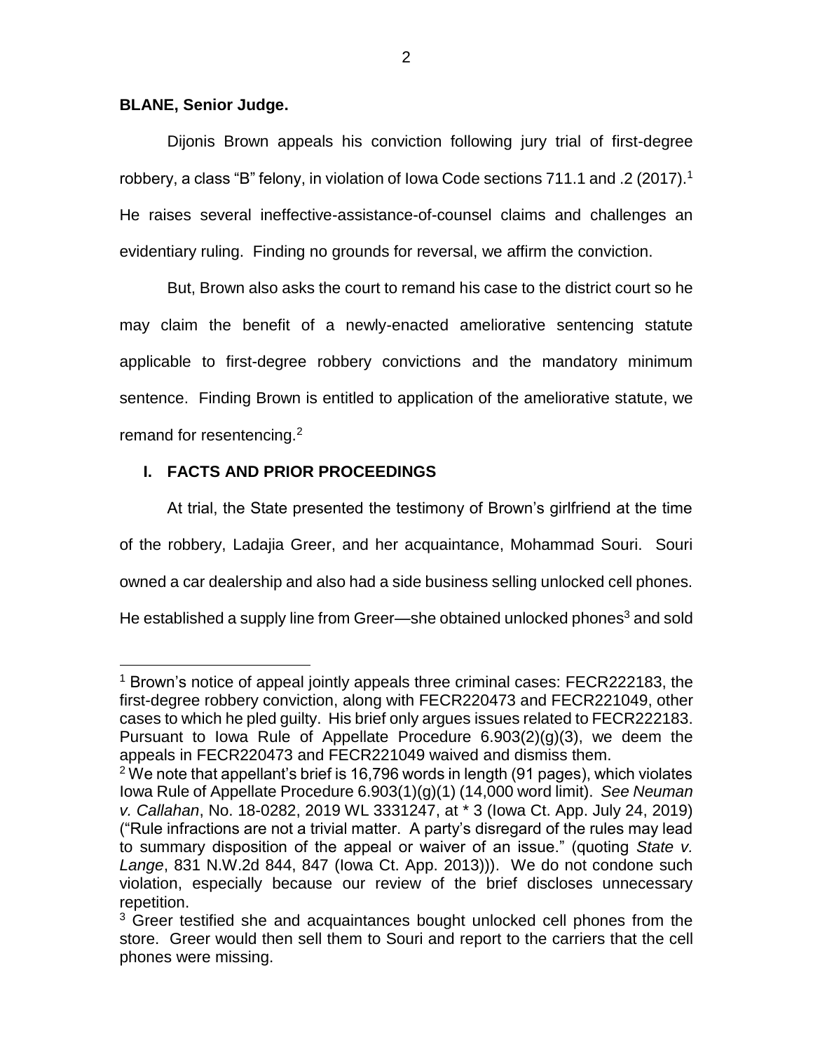**BLANE, Senior Judge.**

Dijonis Brown appeals his conviction following jury trial of first-degree robbery, a class "B" felony, in violation of Iowa Code sections 711.1 and .2 (2017).[1] He raises several ineffective-assistance-of-counsel claims and challenges an evidentiary ruling. Finding no grounds for reversal, we affirm the conviction.

But, Brown also asks the court to remand his case to the district court so he may claim the benefit of a newly-enacted ameliorative sentencing statute applicable to first-degree robbery convictions and the mandatory minimum sentence. Finding Brown is entitled to application of the ameliorative statute, we remand for resentencing.[2]

## I. FACTS AND PRIOR PROCEEDINGS

At trial, the State presented the testimony of Brown's girlfriend at the time of the robbery, Ladajia Greer, and her acquaintance, Mohammad Souri. Souri owned a car dealership and also had a side business selling unlocked cell phones. He established a supply line from Greer—she obtained unlocked phones[3] and sold

---

[1] Brown's notice of appeal jointly appeals three criminal cases: FECR222183, the first-degree robbery conviction, along with FECR220473 and FECR221049, other cases to which he pled guilty. His brief only argues issues related to FECR222183. Pursuant to Iowa Rule of Appellate Procedure 6.903(2)(g)(3), we deem the appeals in FECR220473 and FECR221049 waived and dismiss them.

[2] We note that appellant's brief is 16,796 words in length (91 pages), which violates Iowa Rule of Appellate Procedure 6.903(1)(g)(1) (14,000 word limit). *See Neuman v. Callahan*, No. 18-0282, 2019 WL 3331247, at * 3 (Iowa Ct. App. July 24, 2019) ("Rule infractions are not a trivial matter. A party's disregard of the rules may lead to summary disposition of the appeal or waiver of an issue." (quoting *State v. Lange*, 831 N.W.2d 844, 847 (Iowa Ct. App. 2013))). We do not condone such violation, especially because our review of the brief discloses unnecessary repetition.

[3] Greer testified she and acquaintances bought unlocked cell phones from the store. Greer would then sell them to Souri and report to the carriers that the cell phones were missing.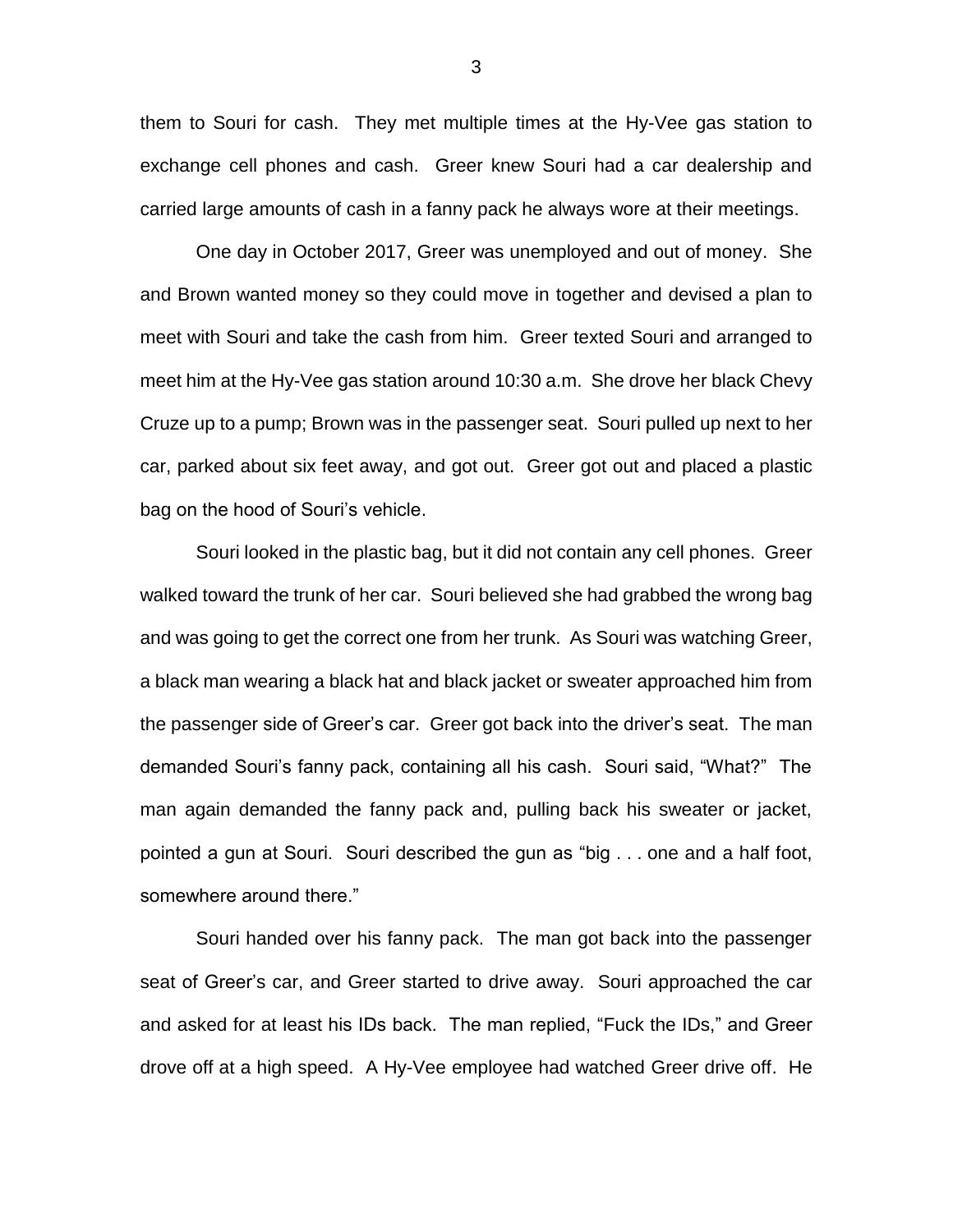them to Souri for cash. They met multiple times at the Hy-Vee gas station to exchange cell phones and cash. Greer knew Souri had a car dealership and carried large amounts of cash in a fanny pack he always wore at their meetings.

One day in October 2017, Greer was unemployed and out of money. She and Brown wanted money so they could move in together and devised a plan to meet with Souri and take the cash from him. Greer texted Souri and arranged to meet him at the Hy-Vee gas station around 10:30 a.m. She drove her black Chevy Cruze up to a pump; Brown was in the passenger seat. Souri pulled up next to her car, parked about six feet away, and got out. Greer got out and placed a plastic bag on the hood of Souri's vehicle.

Souri looked in the plastic bag, but it did not contain any cell phones. Greer walked toward the trunk of her car. Souri believed she had grabbed the wrong bag and was going to get the correct one from her trunk. As Souri was watching Greer, a black man wearing a black hat and black jacket or sweater approached him from the passenger side of Greer's car. Greer got back into the driver's seat. The man demanded Souri's fanny pack, containing all his cash. Souri said, "What?" The man again demanded the fanny pack and, pulling back his sweater or jacket, pointed a gun at Souri. Souri described the gun as "big . . . one and a half foot, somewhere around there."

Souri handed over his fanny pack. The man got back into the passenger seat of Greer's car, and Greer started to drive away. Souri approached the car and asked for at least his IDs back. The man replied, "Fuck the IDs," and Greer drove off at a high speed. A Hy-Vee employee had watched Greer drive off. He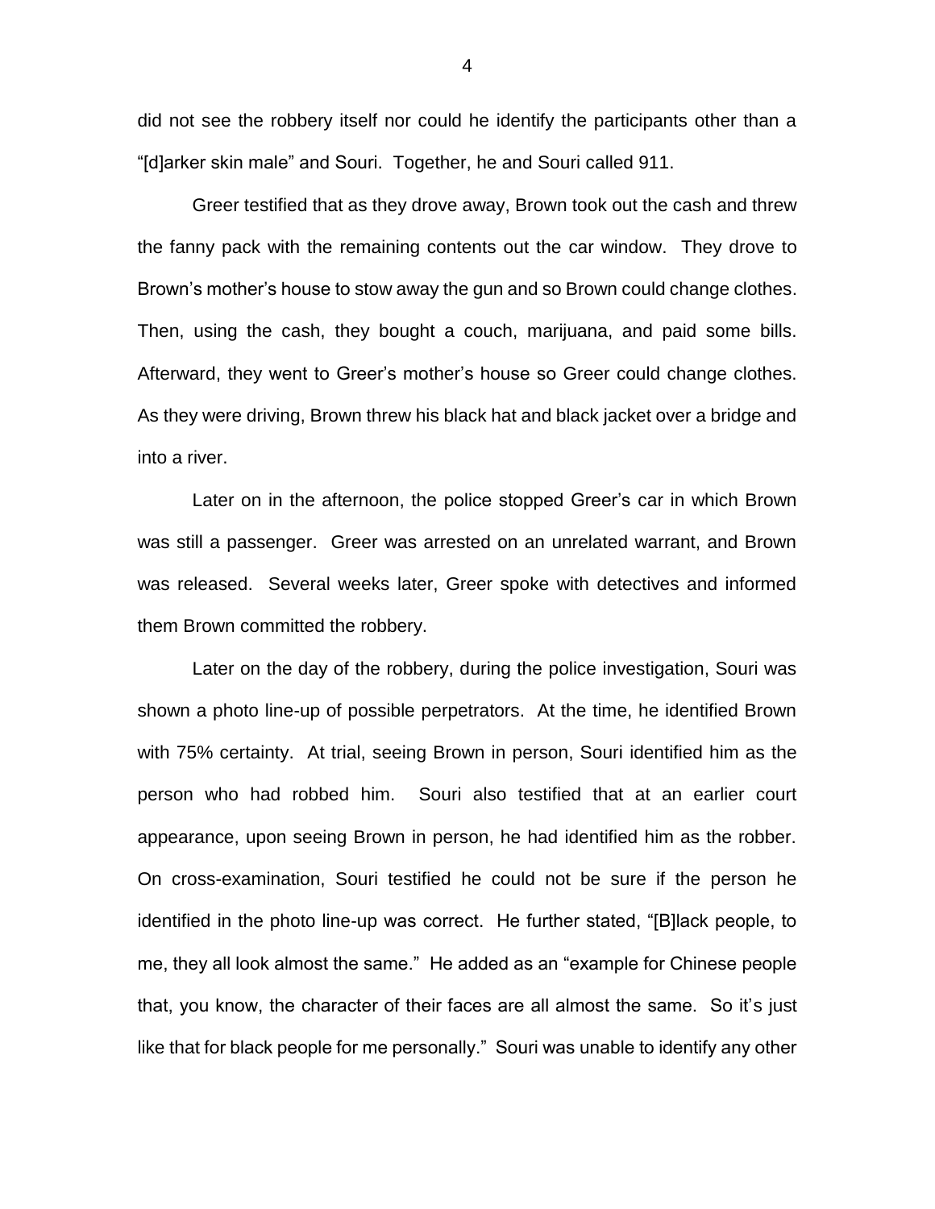did not see the robbery itself nor could he identify the participants other than a "[d]arker skin male" and Souri. Together, he and Souri called 911.

Greer testified that as they drove away, Brown took out the cash and threw the fanny pack with the remaining contents out the car window. They drove to Brown's mother's house to stow away the gun and so Brown could change clothes. Then, using the cash, they bought a couch, marijuana, and paid some bills. Afterward, they went to Greer's mother's house so Greer could change clothes. As they were driving, Brown threw his black hat and black jacket over a bridge and into a river.

Later on in the afternoon, the police stopped Greer's car in which Brown was still a passenger. Greer was arrested on an unrelated warrant, and Brown was released. Several weeks later, Greer spoke with detectives and informed them Brown committed the robbery.

Later on the day of the robbery, during the police investigation, Souri was shown a photo line-up of possible perpetrators. At the time, he identified Brown with 75% certainty. At trial, seeing Brown in person, Souri identified him as the person who had robbed him. Souri also testified that at an earlier court appearance, upon seeing Brown in person, he had identified him as the robber. On cross-examination, Souri testified he could not be sure if the person he identified in the photo line-up was correct. He further stated, "[B]lack people, to me, they all look almost the same." He added as an "example for Chinese people that, you know, the character of their faces are all almost the same. So it's just like that for black people for me personally." Souri was unable to identify any other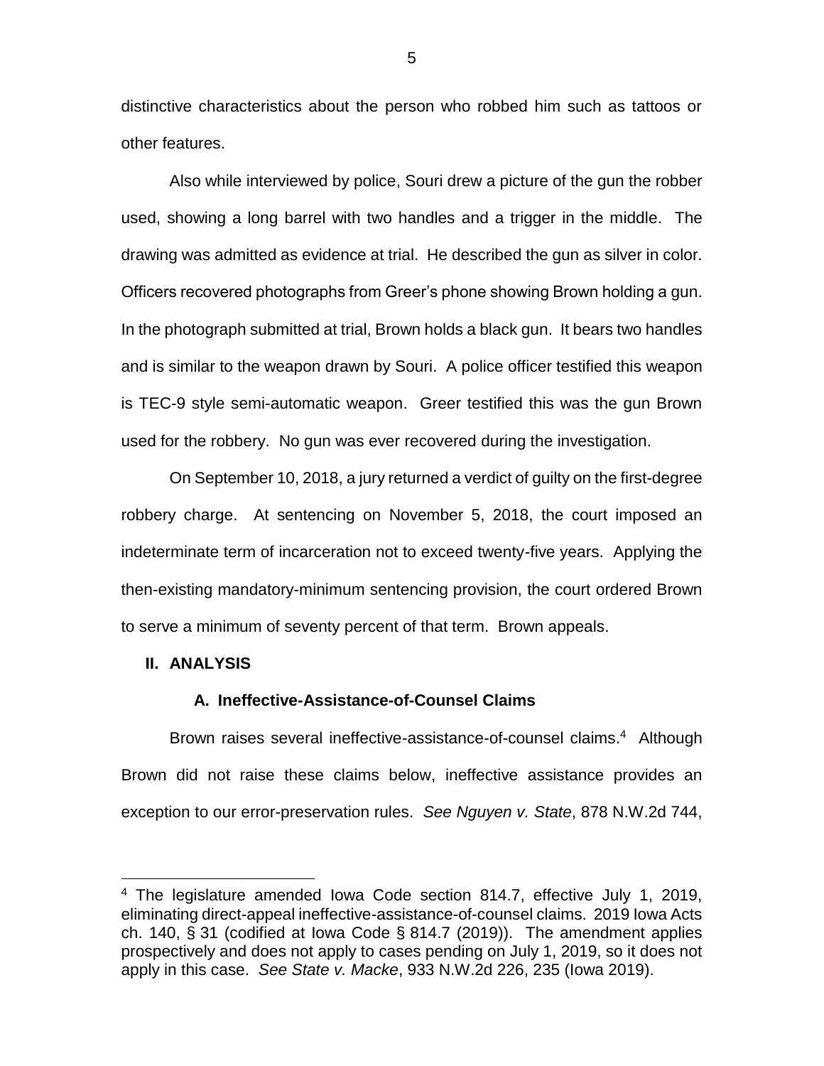distinctive characteristics about the person who robbed him such as tattoos or other features.

Also while interviewed by police, Souri drew a picture of the gun the robber used, showing a long barrel with two handles and a trigger in the middle. The drawing was admitted as evidence at trial. He described the gun as silver in color. Officers recovered photographs from Greer's phone showing Brown holding a gun. In the photograph submitted at trial, Brown holds a black gun. It bears two handles and is similar to the weapon drawn by Souri. A police officer testified this weapon is TEC-9 style semi-automatic weapon. Greer testified this was the gun Brown used for the robbery. No gun was ever recovered during the investigation.

On September 10, 2018, a jury returned a verdict of guilty on the first-degree robbery charge. At sentencing on November 5, 2018, the court imposed an indeterminate term of incarceration not to exceed twenty-five years. Applying the then-existing mandatory-minimum sentencing provision, the court ordered Brown to serve a minimum of seventy percent of that term. Brown appeals.

## II. ANALYSIS

### A. Ineffective-Assistance-of-Counsel Claims

Brown raises several ineffective-assistance-of-counsel claims.[4] Although Brown did not raise these claims below, ineffective assistance provides an exception to our error-preservation rules. *See Nguyen v. State*, 878 N.W.2d 744,

---

[4] The legislature amended Iowa Code section 814.7, effective July 1, 2019, eliminating direct-appeal ineffective-assistance-of-counsel claims. 2019 Iowa Acts ch. 140, § 31 (codified at Iowa Code § 814.7 (2019)). The amendment applies prospectively and does not apply to cases pending on July 1, 2019, so it does not apply in this case. *See State v. Macke*, 933 N.W.2d 226, 235 (Iowa 2019).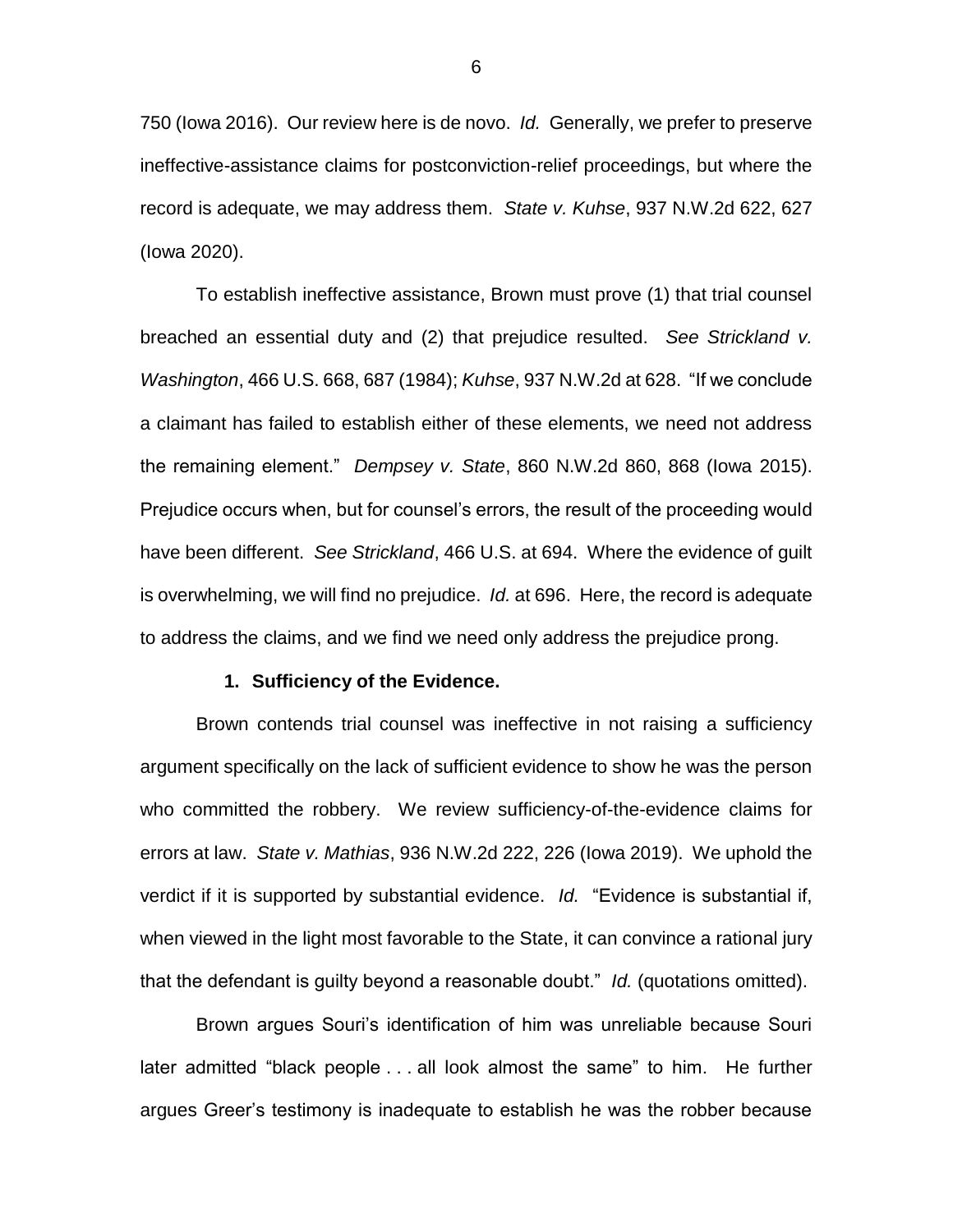750 (Iowa 2016). Our review here is de novo. *Id.* Generally, we prefer to preserve ineffective-assistance claims for postconviction-relief proceedings, but where the record is adequate, we may address them. *State v. Kuhse*, 937 N.W.2d 622, 627 (Iowa 2020).

To establish ineffective assistance, Brown must prove (1) that trial counsel breached an essential duty and (2) that prejudice resulted. *See Strickland v. Washington*, 466 U.S. 668, 687 (1984); *Kuhse*, 937 N.W.2d at 628. "If we conclude a claimant has failed to establish either of these elements, we need not address the remaining element." *Dempsey v. State*, 860 N.W.2d 860, 868 (Iowa 2015). Prejudice occurs when, but for counsel's errors, the result of the proceeding would have been different. *See Strickland*, 466 U.S. at 694. Where the evidence of guilt is overwhelming, we will find no prejudice. *Id.* at 696. Here, the record is adequate to address the claims, and we find we need only address the prejudice prong.

**1. Sufficiency of the Evidence.**

Brown contends trial counsel was ineffective in not raising a sufficiency argument specifically on the lack of sufficient evidence to show he was the person who committed the robbery. We review sufficiency-of-the-evidence claims for errors at law. *State v. Mathias*, 936 N.W.2d 222, 226 (Iowa 2019). We uphold the verdict if it is supported by substantial evidence. *Id.* "Evidence is substantial if, when viewed in the light most favorable to the State, it can convince a rational jury that the defendant is guilty beyond a reasonable doubt." *Id.* (quotations omitted).

Brown argues Souri's identification of him was unreliable because Souri later admitted "black people . . . all look almost the same" to him. He further argues Greer's testimony is inadequate to establish he was the robber because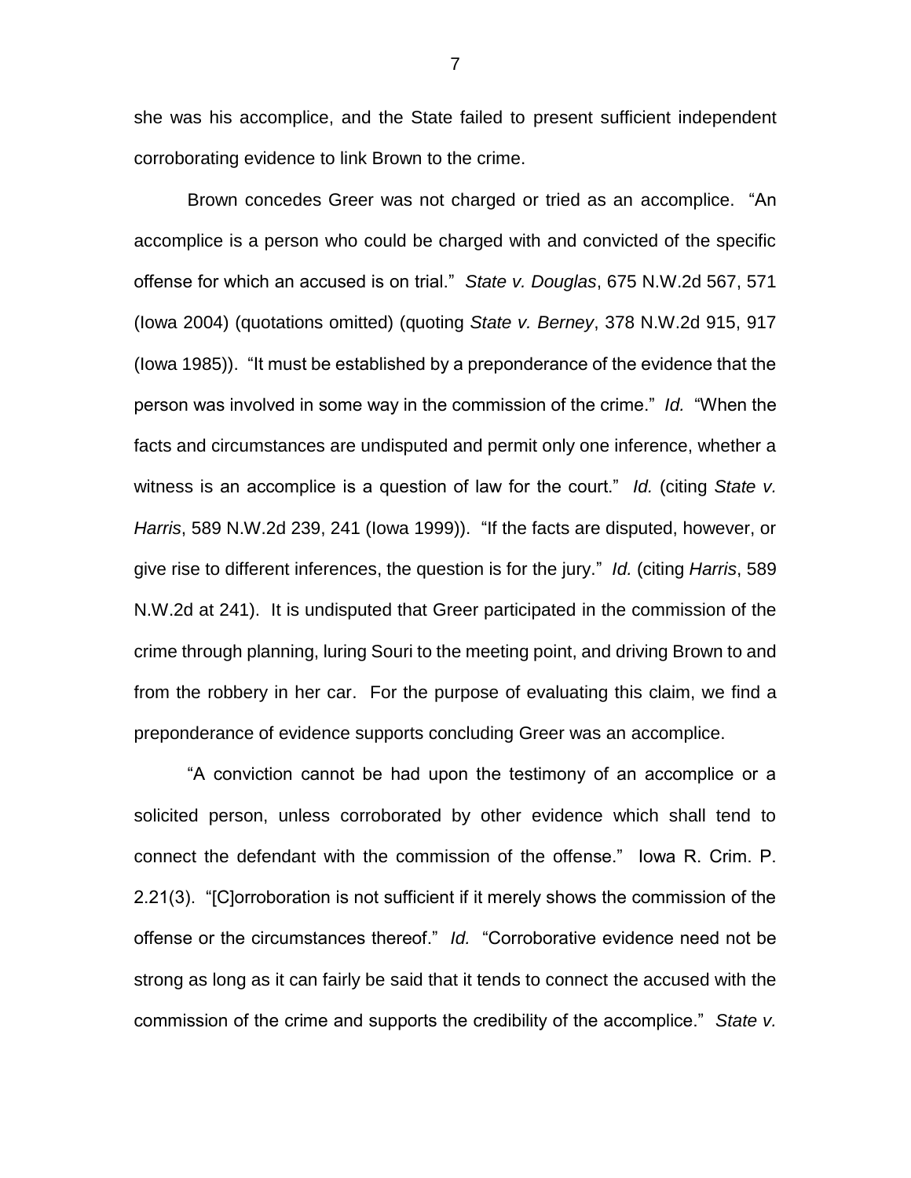she was his accomplice, and the State failed to present sufficient independent corroborating evidence to link Brown to the crime.

Brown concedes Greer was not charged or tried as an accomplice. "An accomplice is a person who could be charged with and convicted of the specific offense for which an accused is on trial." *State v. Douglas*, 675 N.W.2d 567, 571 (Iowa 2004) (quotations omitted) (quoting *State v. Berney*, 378 N.W.2d 915, 917 (Iowa 1985)). "It must be established by a preponderance of the evidence that the person was involved in some way in the commission of the crime." *Id.* "When the facts and circumstances are undisputed and permit only one inference, whether a witness is an accomplice is a question of law for the court." *Id.* (citing *State v. Harris*, 589 N.W.2d 239, 241 (Iowa 1999)). "If the facts are disputed, however, or give rise to different inferences, the question is for the jury." *Id.* (citing *Harris*, 589 N.W.2d at 241). It is undisputed that Greer participated in the commission of the crime through planning, luring Souri to the meeting point, and driving Brown to and from the robbery in her car. For the purpose of evaluating this claim, we find a preponderance of evidence supports concluding Greer was an accomplice.

"A conviction cannot be had upon the testimony of an accomplice or a solicited person, unless corroborated by other evidence which shall tend to connect the defendant with the commission of the offense." Iowa R. Crim. P. 2.21(3). "[C]orroboration is not sufficient if it merely shows the commission of the offense or the circumstances thereof." *Id.* "Corroborative evidence need not be strong as long as it can fairly be said that it tends to connect the accused with the commission of the crime and supports the credibility of the accomplice." *State v.*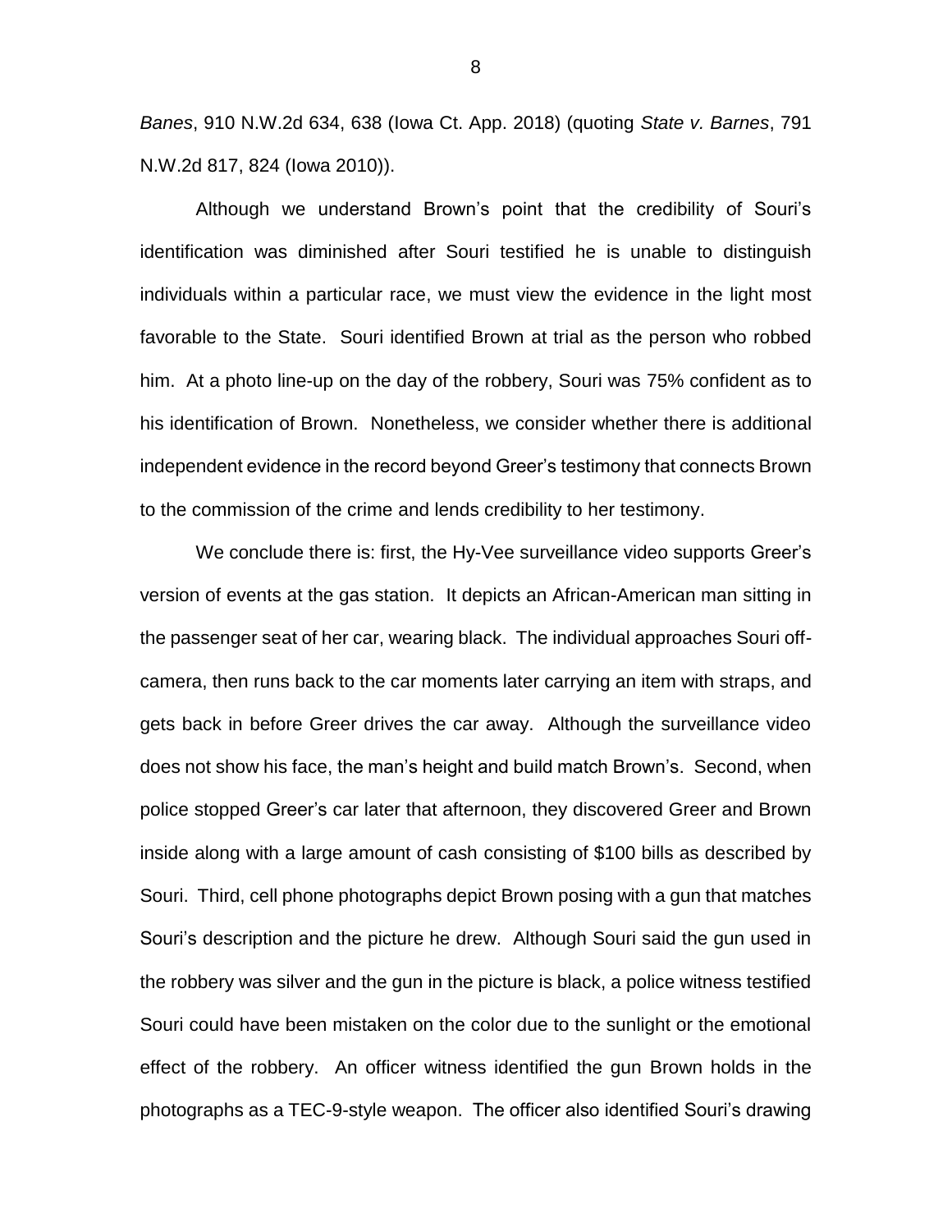*Banes*, 910 N.W.2d 634, 638 (Iowa Ct. App. 2018) (quoting *State v. Barnes*, 791 N.W.2d 817, 824 (Iowa 2010)).

Although we understand Brown's point that the credibility of Souri's identification was diminished after Souri testified he is unable to distinguish individuals within a particular race, we must view the evidence in the light most favorable to the State. Souri identified Brown at trial as the person who robbed him. At a photo line-up on the day of the robbery, Souri was 75% confident as to his identification of Brown. Nonetheless, we consider whether there is additional independent evidence in the record beyond Greer's testimony that connects Brown to the commission of the crime and lends credibility to her testimony.

We conclude there is: first, the Hy-Vee surveillance video supports Greer's version of events at the gas station. It depicts an African-American man sitting in the passenger seat of her car, wearing black. The individual approaches Souri off-camera, then runs back to the car moments later carrying an item with straps, and gets back in before Greer drives the car away. Although the surveillance video does not show his face, the man's height and build match Brown's. Second, when police stopped Greer's car later that afternoon, they discovered Greer and Brown inside along with a large amount of cash consisting of $100 bills as described by Souri. Third, cell phone photographs depict Brown posing with a gun that matches Souri's description and the picture he drew. Although Souri said the gun used in the robbery was silver and the gun in the picture is black, a police witness testified Souri could have been mistaken on the color due to the sunlight or the emotional effect of the robbery. An officer witness identified the gun Brown holds in the photographs as a TEC-9-style weapon. The officer also identified Souri's drawing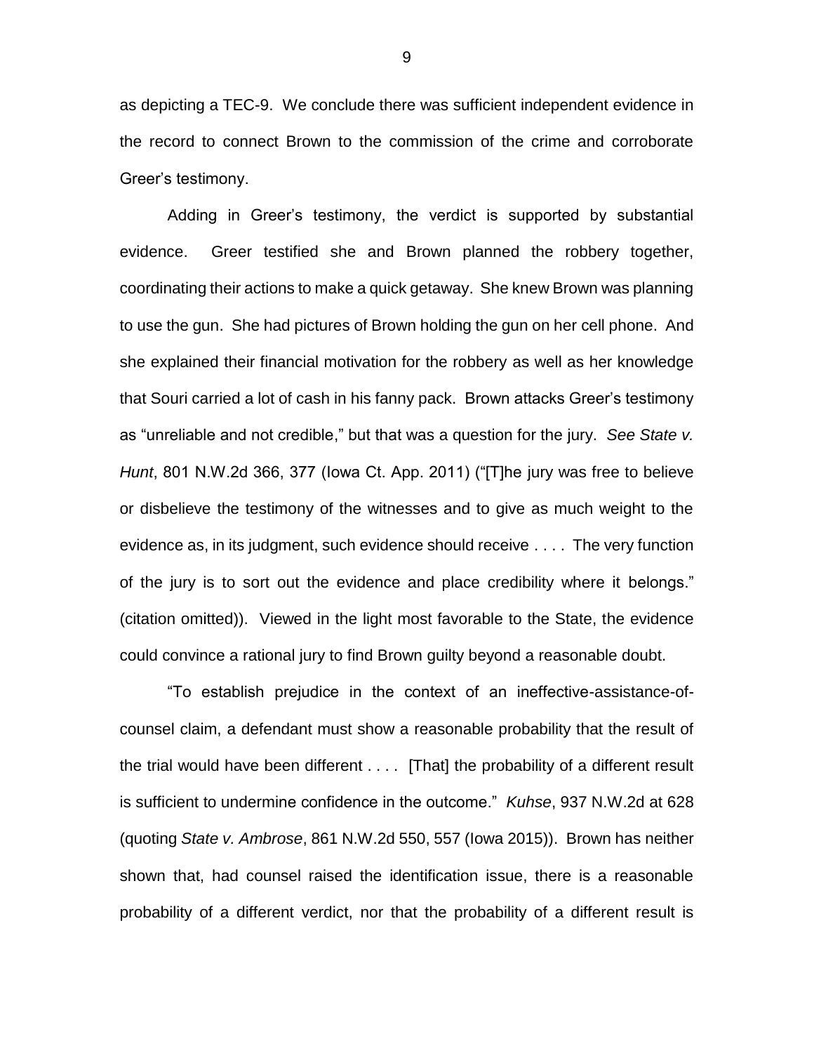as depicting a TEC-9. We conclude there was sufficient independent evidence in the record to connect Brown to the commission of the crime and corroborate Greer's testimony.

Adding in Greer's testimony, the verdict is supported by substantial evidence. Greer testified she and Brown planned the robbery together, coordinating their actions to make a quick getaway. She knew Brown was planning to use the gun. She had pictures of Brown holding the gun on her cell phone. And she explained their financial motivation for the robbery as well as her knowledge that Souri carried a lot of cash in his fanny pack. Brown attacks Greer's testimony as "unreliable and not credible," but that was a question for the jury. *See State v. Hunt*, 801 N.W.2d 366, 377 (Iowa Ct. App. 2011) ("[T]he jury was free to believe or disbelieve the testimony of the witnesses and to give as much weight to the evidence as, in its judgment, such evidence should receive . . . . The very function of the jury is to sort out the evidence and place credibility where it belongs." (citation omitted)). Viewed in the light most favorable to the State, the evidence could convince a rational jury to find Brown guilty beyond a reasonable doubt.

"To establish prejudice in the context of an ineffective-assistance-of-counsel claim, a defendant must show a reasonable probability that the result of the trial would have been different . . . . [That] the probability of a different result is sufficient to undermine confidence in the outcome." *Kuhse*, 937 N.W.2d at 628 (quoting *State v. Ambrose*, 861 N.W.2d 550, 557 (Iowa 2015)). Brown has neither shown that, had counsel raised the identification issue, there is a reasonable probability of a different verdict, nor that the probability of a different result is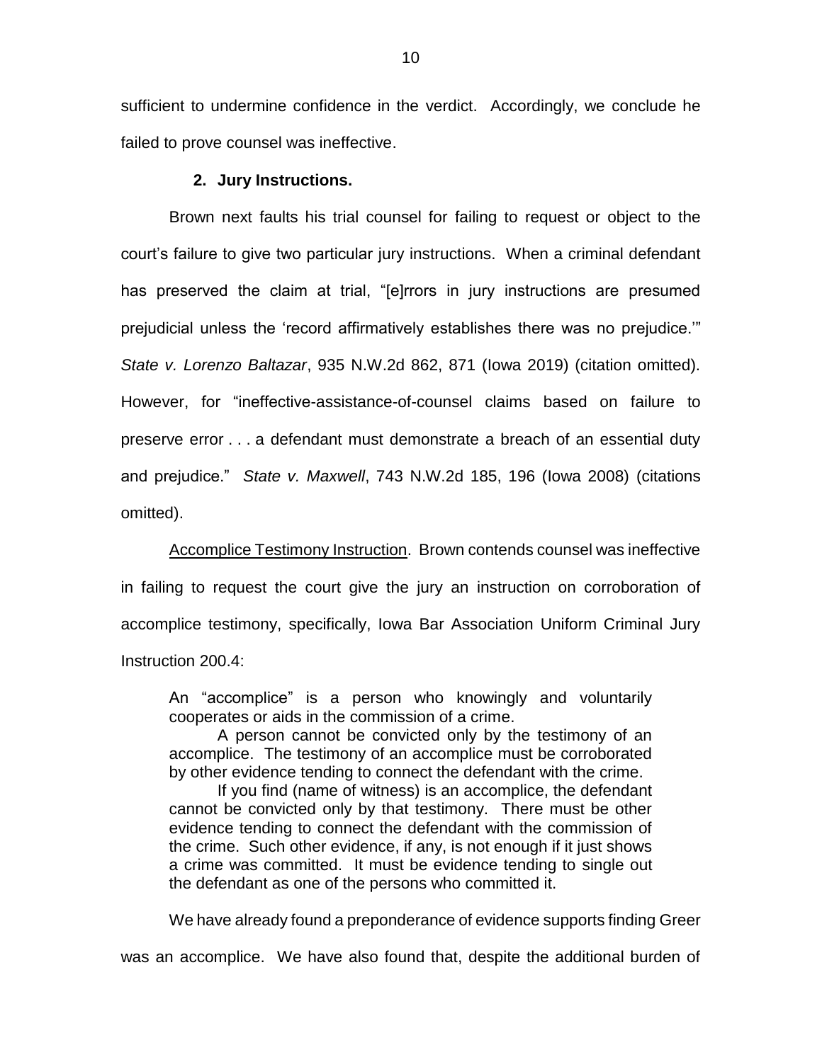sufficient to undermine confidence in the verdict. Accordingly, we conclude he failed to prove counsel was ineffective.

**2. Jury Instructions.**

Brown next faults his trial counsel for failing to request or object to the court's failure to give two particular jury instructions. When a criminal defendant has preserved the claim at trial, "[e]rrors in jury instructions are presumed prejudicial unless the 'record affirmatively establishes there was no prejudice.'" *State v. Lorenzo Baltazar*, 935 N.W.2d 862, 871 (Iowa 2019) (citation omitted). However, for "ineffective-assistance-of-counsel claims based on failure to preserve error . . . a defendant must demonstrate a breach of an essential duty and prejudice." *State v. Maxwell*, 743 N.W.2d 185, 196 (Iowa 2008) (citations omitted).

Accomplice Testimony Instruction. Brown contends counsel was ineffective in failing to request the court give the jury an instruction on corroboration of accomplice testimony, specifically, Iowa Bar Association Uniform Criminal Jury Instruction 200.4:

> An "accomplice" is a person who knowingly and voluntarily cooperates or aids in the commission of a crime.
>
> A person cannot be convicted only by the testimony of an accomplice. The testimony of an accomplice must be corroborated by other evidence tending to connect the defendant with the crime.
>
> If you find (name of witness) is an accomplice, the defendant cannot be convicted only by that testimony. There must be other evidence tending to connect the defendant with the commission of the crime. Such other evidence, if any, is not enough if it just shows a crime was committed. It must be evidence tending to single out the defendant as one of the persons who committed it.

We have already found a preponderance of evidence supports finding Greer was an accomplice. We have also found that, despite the additional burden of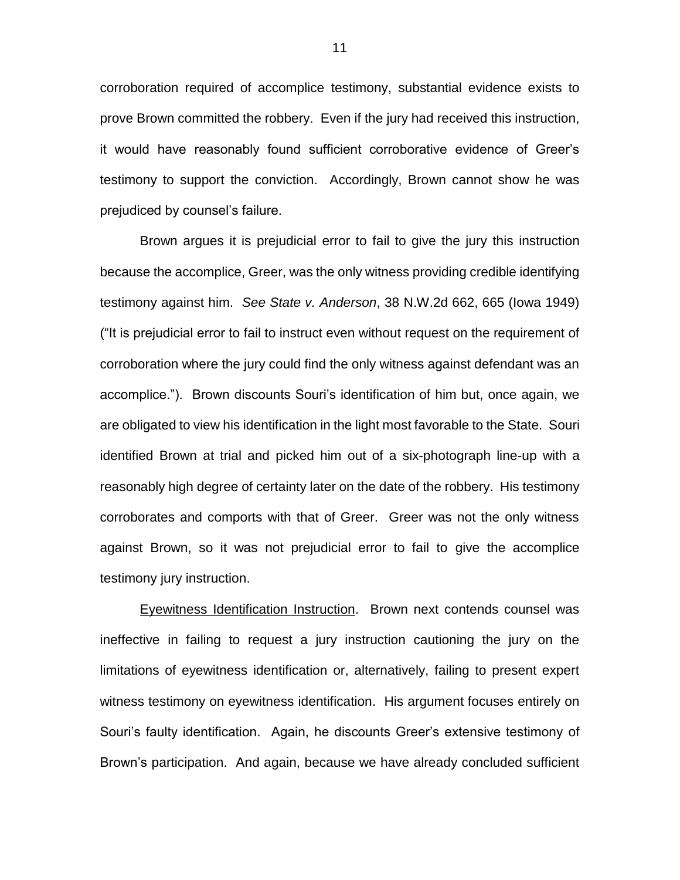corroboration required of accomplice testimony, substantial evidence exists to prove Brown committed the robbery. Even if the jury had received this instruction, it would have reasonably found sufficient corroborative evidence of Greer's testimony to support the conviction. Accordingly, Brown cannot show he was prejudiced by counsel's failure.

Brown argues it is prejudicial error to fail to give the jury this instruction because the accomplice, Greer, was the only witness providing credible identifying testimony against him. *See State v. Anderson*, 38 N.W.2d 662, 665 (Iowa 1949) ("It is prejudicial error to fail to instruct even without request on the requirement of corroboration where the jury could find the only witness against defendant was an accomplice."). Brown discounts Souri's identification of him but, once again, we are obligated to view his identification in the light most favorable to the State. Souri identified Brown at trial and picked him out of a six-photograph line-up with a reasonably high degree of certainty later on the date of the robbery. His testimony corroborates and comports with that of Greer. Greer was not the only witness against Brown, so it was not prejudicial error to fail to give the accomplice testimony jury instruction.

<u>Eyewitness Identification Instruction</u>. Brown next contends counsel was ineffective in failing to request a jury instruction cautioning the jury on the limitations of eyewitness identification or, alternatively, failing to present expert witness testimony on eyewitness identification. His argument focuses entirely on Souri's faulty identification. Again, he discounts Greer's extensive testimony of Brown's participation. And again, because we have already concluded sufficient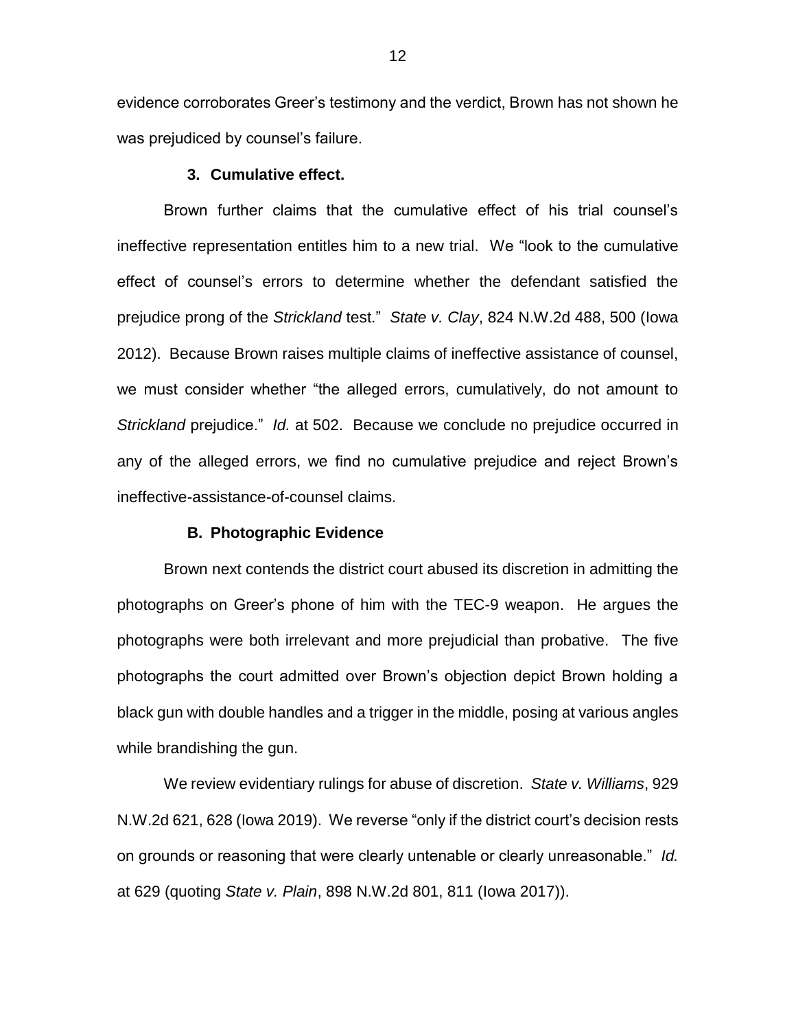evidence corroborates Greer's testimony and the verdict, Brown has not shown he was prejudiced by counsel's failure.

### 3. Cumulative effect.

Brown further claims that the cumulative effect of his trial counsel's ineffective representation entitles him to a new trial. We "look to the cumulative effect of counsel's errors to determine whether the defendant satisfied the prejudice prong of the *Strickland* test." *State v. Clay*, 824 N.W.2d 488, 500 (Iowa 2012). Because Brown raises multiple claims of ineffective assistance of counsel, we must consider whether "the alleged errors, cumulatively, do not amount to *Strickland* prejudice." *Id.* at 502. Because we conclude no prejudice occurred in any of the alleged errors, we find no cumulative prejudice and reject Brown's ineffective-assistance-of-counsel claims.

## B. Photographic Evidence

Brown next contends the district court abused its discretion in admitting the photographs on Greer's phone of him with the TEC-9 weapon. He argues the photographs were both irrelevant and more prejudicial than probative. The five photographs the court admitted over Brown's objection depict Brown holding a black gun with double handles and a trigger in the middle, posing at various angles while brandishing the gun.

We review evidentiary rulings for abuse of discretion. *State v. Williams*, 929 N.W.2d 621, 628 (Iowa 2019). We reverse "only if the district court's decision rests on grounds or reasoning that were clearly untenable or clearly unreasonable." *Id.* at 629 (quoting *State v. Plain*, 898 N.W.2d 801, 811 (Iowa 2017)).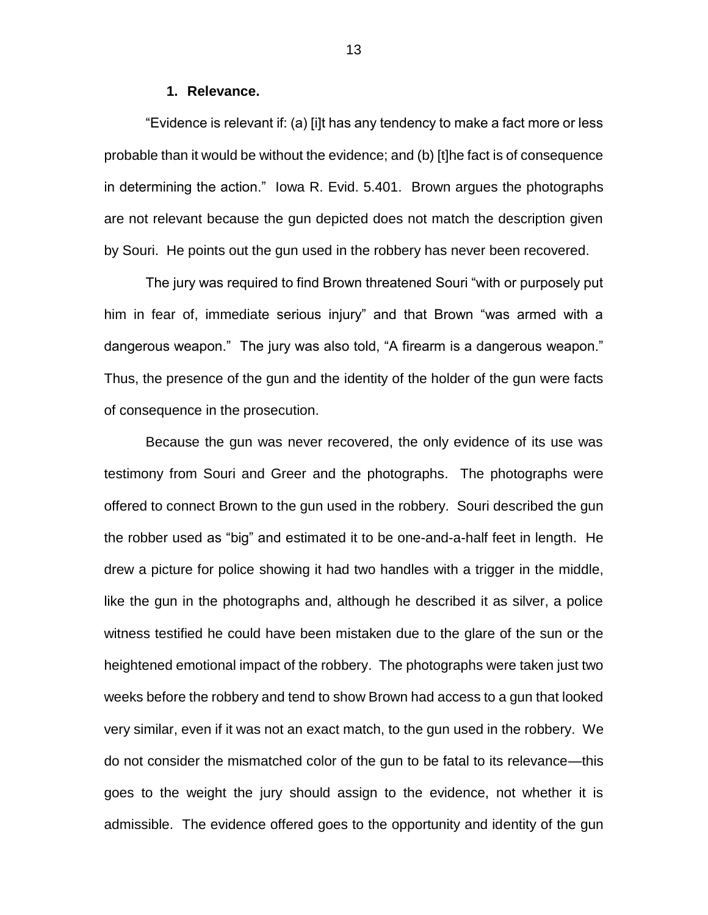### 1. Relevance.

"Evidence is relevant if: (a) [i]t has any tendency to make a fact more or less probable than it would be without the evidence; and (b) [t]he fact is of consequence in determining the action." Iowa R. Evid. 5.401. Brown argues the photographs are not relevant because the gun depicted does not match the description given by Souri. He points out the gun used in the robbery has never been recovered.

The jury was required to find Brown threatened Souri "with or purposely put him in fear of, immediate serious injury" and that Brown "was armed with a dangerous weapon." The jury was also told, "A firearm is a dangerous weapon." Thus, the presence of the gun and the identity of the holder of the gun were facts of consequence in the prosecution.

Because the gun was never recovered, the only evidence of its use was testimony from Souri and Greer and the photographs. The photographs were offered to connect Brown to the gun used in the robbery. Souri described the gun the robber used as "big" and estimated it to be one-and-a-half feet in length. He drew a picture for police showing it had two handles with a trigger in the middle, like the gun in the photographs and, although he described it as silver, a police witness testified he could have been mistaken due to the glare of the sun or the heightened emotional impact of the robbery. The photographs were taken just two weeks before the robbery and tend to show Brown had access to a gun that looked very similar, even if it was not an exact match, to the gun used in the robbery. We do not consider the mismatched color of the gun to be fatal to its relevance—this goes to the weight the jury should assign to the evidence, not whether it is admissible. The evidence offered goes to the opportunity and identity of the gun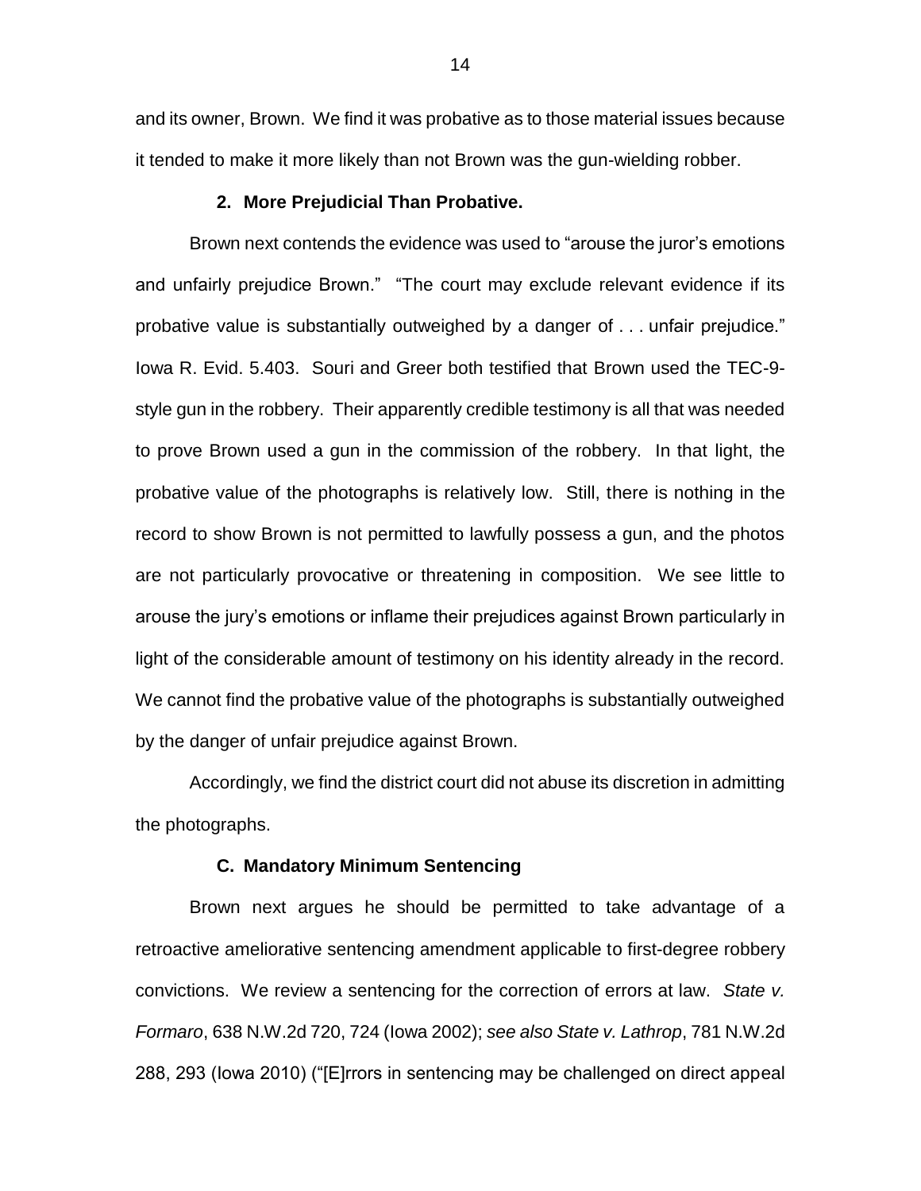and its owner, Brown. We find it was probative as to those material issues because it tended to make it more likely than not Brown was the gun-wielding robber.

**2. More Prejudicial Than Probative.**

Brown next contends the evidence was used to "arouse the juror's emotions and unfairly prejudice Brown." "The court may exclude relevant evidence if its probative value is substantially outweighed by a danger of . . . unfair prejudice." Iowa R. Evid. 5.403. Souri and Greer both testified that Brown used the TEC-9-style gun in the robbery. Their apparently credible testimony is all that was needed to prove Brown used a gun in the commission of the robbery. In that light, the probative value of the photographs is relatively low. Still, there is nothing in the record to show Brown is not permitted to lawfully possess a gun, and the photos are not particularly provocative or threatening in composition. We see little to arouse the jury's emotions or inflame their prejudices against Brown particularly in light of the considerable amount of testimony on his identity already in the record. We cannot find the probative value of the photographs is substantially outweighed by the danger of unfair prejudice against Brown.

Accordingly, we find the district court did not abuse its discretion in admitting the photographs.

**C. Mandatory Minimum Sentencing**

Brown next argues he should be permitted to take advantage of a retroactive ameliorative sentencing amendment applicable to first-degree robbery convictions. We review a sentencing for the correction of errors at law. *State v. Formaro*, 638 N.W.2d 720, 724 (Iowa 2002); *see also State v. Lathrop*, 781 N.W.2d 288, 293 (Iowa 2010) ("[E]rrors in sentencing may be challenged on direct appeal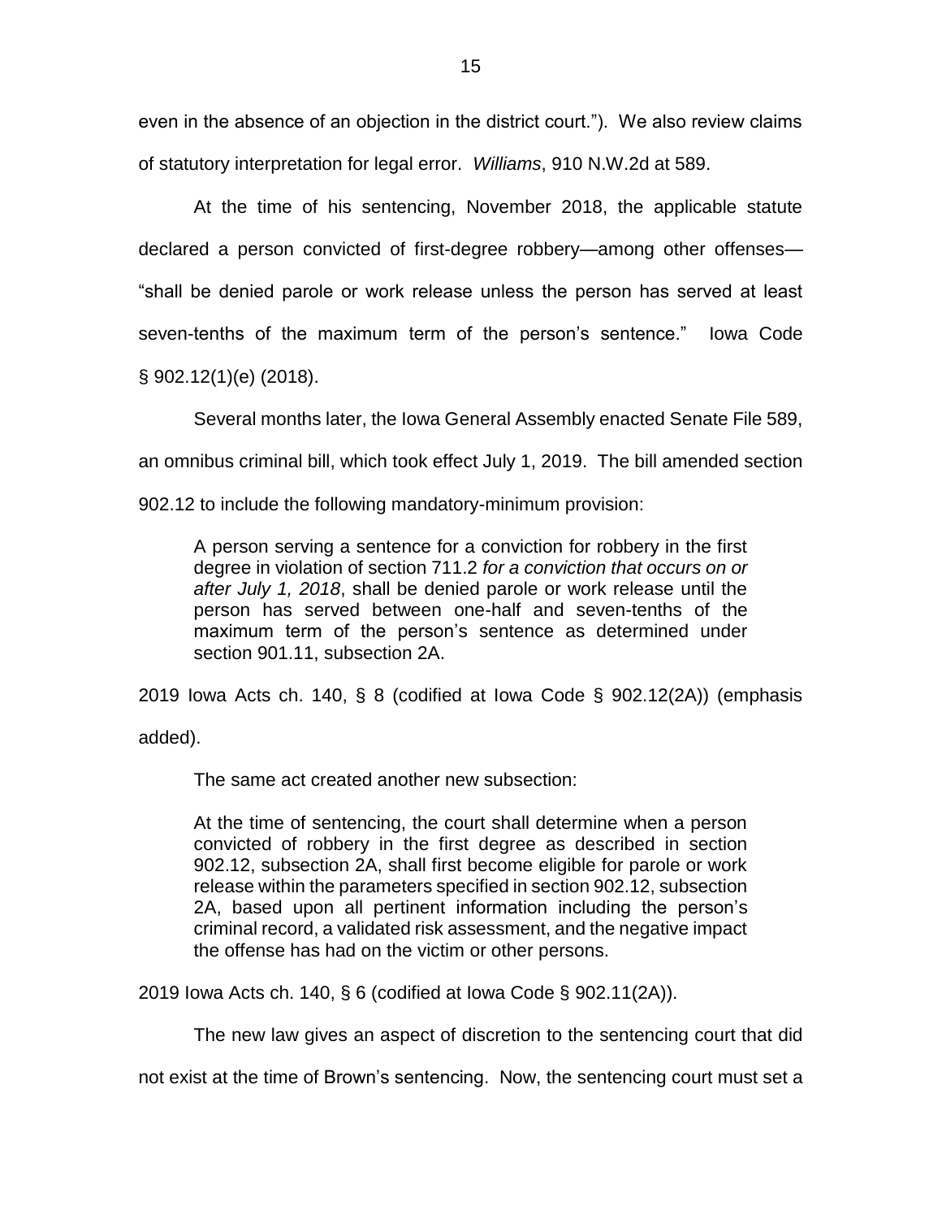even in the absence of an objection in the district court."). We also review claims of statutory interpretation for legal error. *Williams*, 910 N.W.2d at 589.

At the time of his sentencing, November 2018, the applicable statute declared a person convicted of first-degree robbery—among other offenses—"shall be denied parole or work release unless the person has served at least seven-tenths of the maximum term of the person's sentence." Iowa Code § 902.12(1)(e) (2018).

Several months later, the Iowa General Assembly enacted Senate File 589, an omnibus criminal bill, which took effect July 1, 2019. The bill amended section 902.12 to include the following mandatory-minimum provision:

> A person serving a sentence for a conviction for robbery in the first degree in violation of section 711.2 *for a conviction that occurs on or after July 1, 2018*, shall be denied parole or work release until the person has served between one-half and seven-tenths of the maximum term of the person's sentence as determined under section 901.11, subsection 2A.

2019 Iowa Acts ch. 140, § 8 (codified at Iowa Code § 902.12(2A)) (emphasis added).

The same act created another new subsection:

> At the time of sentencing, the court shall determine when a person convicted of robbery in the first degree as described in section 902.12, subsection 2A, shall first become eligible for parole or work release within the parameters specified in section 902.12, subsection 2A, based upon all pertinent information including the person's criminal record, a validated risk assessment, and the negative impact the offense has had on the victim or other persons.

2019 Iowa Acts ch. 140, § 6 (codified at Iowa Code § 902.11(2A)).

The new law gives an aspect of discretion to the sentencing court that did not exist at the time of Brown's sentencing. Now, the sentencing court must set a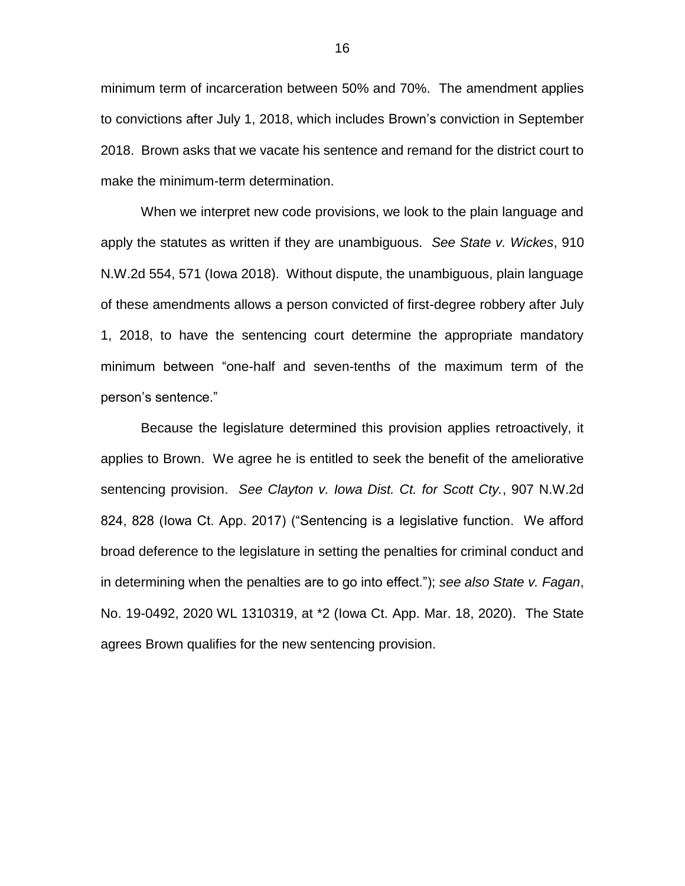minimum term of incarceration between 50% and 70%. The amendment applies to convictions after July 1, 2018, which includes Brown's conviction in September 2018. Brown asks that we vacate his sentence and remand for the district court to make the minimum-term determination.

When we interpret new code provisions, we look to the plain language and apply the statutes as written if they are unambiguous. *See State v. Wickes*, 910 N.W.2d 554, 571 (Iowa 2018). Without dispute, the unambiguous, plain language of these amendments allows a person convicted of first-degree robbery after July 1, 2018, to have the sentencing court determine the appropriate mandatory minimum between "one-half and seven-tenths of the maximum term of the person's sentence."

Because the legislature determined this provision applies retroactively, it applies to Brown. We agree he is entitled to seek the benefit of the ameliorative sentencing provision. *See Clayton v. Iowa Dist. Ct. for Scott Cty.*, 907 N.W.2d 824, 828 (Iowa Ct. App. 2017) ("Sentencing is a legislative function. We afford broad deference to the legislature in setting the penalties for criminal conduct and in determining when the penalties are to go into effect."); *see also State v. Fagan*, No. 19-0492, 2020 WL 1310319, at *2 (Iowa Ct. App. Mar. 18, 2020). The State agrees Brown qualifies for the new sentencing provision.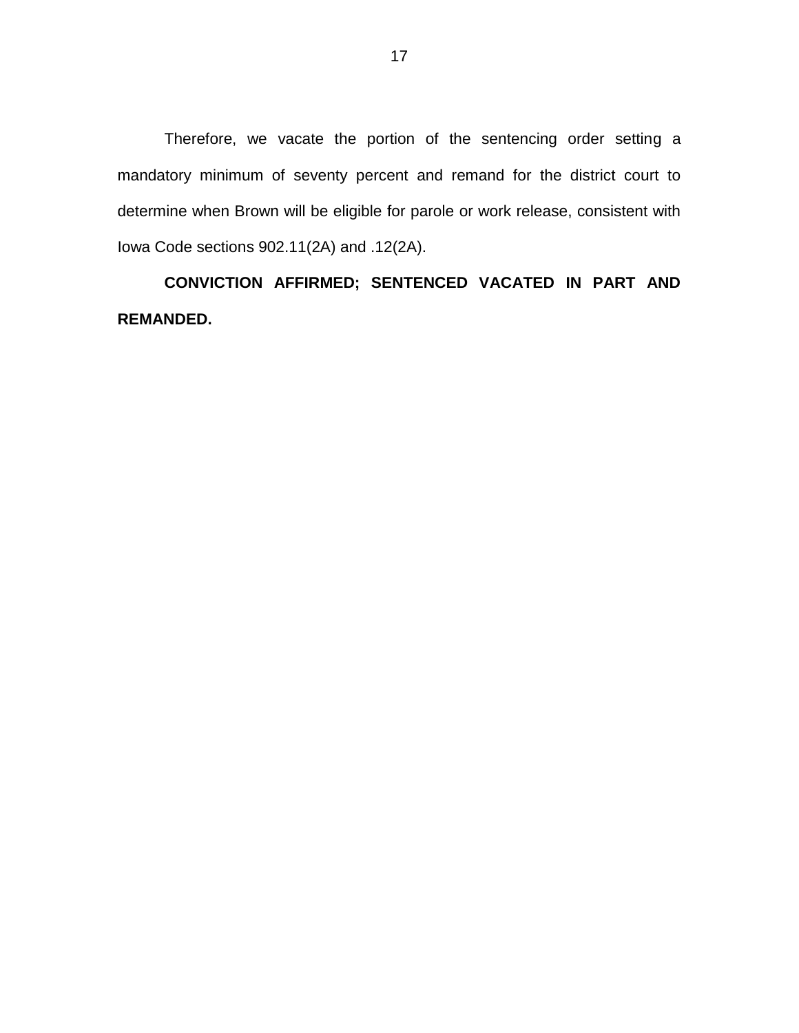Therefore, we vacate the portion of the sentencing order setting a mandatory minimum of seventy percent and remand for the district court to determine when Brown will be eligible for parole or work release, consistent with Iowa Code sections 902.11(2A) and .12(2A).

**CONVICTION AFFIRMED; SENTENCED VACATED IN PART AND REMANDED.**